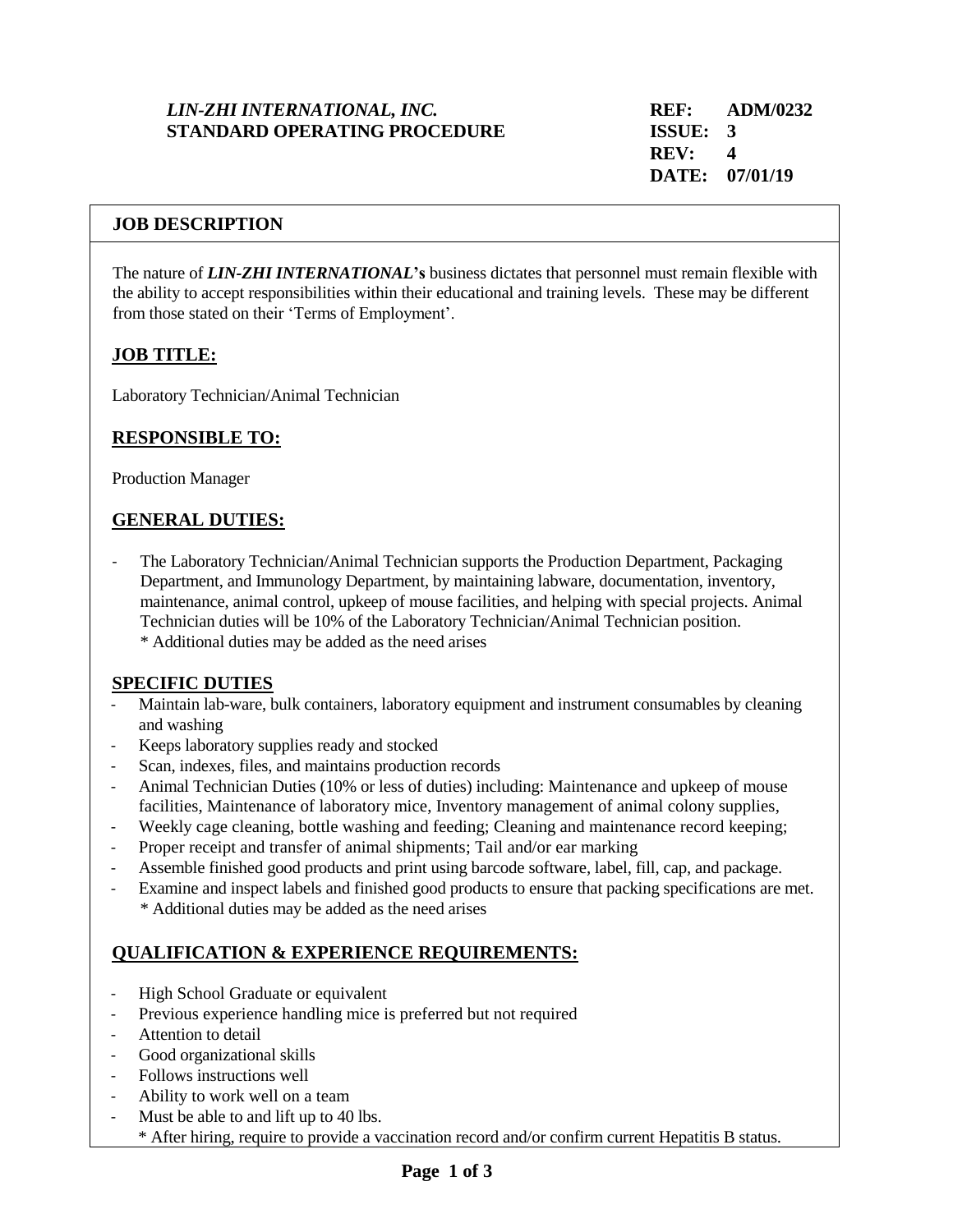***LIN-ZHI INTERNATIONAL, INC.***
**STANDARD OPERATING PROCEDURE**

**REF: ADM/0232**
**ISSUE: 3**
**REV: 4**
**DATE: 07/01/19**

## JOB DESCRIPTION

The nature of ***LIN-ZHI INTERNATIONAL*'s** business dictates that personnel must remain flexible with the ability to accept responsibilities within their educational and training levels. These may be different from those stated on their 'Terms of Employment'.

### JOB TITLE:

Laboratory Technician/Animal Technician

### RESPONSIBLE TO:

Production Manager

### GENERAL DUTIES:

- The Laboratory Technician/Animal Technician supports the Production Department, Packaging Department, and Immunology Department, by maintaining labware, documentation, inventory, maintenance, animal control, upkeep of mouse facilities, and helping with special projects. Animal Technician duties will be 10% of the Laboratory Technician/Animal Technician position.
  * Additional duties may be added as the need arises

### SPECIFIC DUTIES

- Maintain lab-ware, bulk containers, laboratory equipment and instrument consumables by cleaning and washing
- Keeps laboratory supplies ready and stocked
- Scan, indexes, files, and maintains production records
- Animal Technician Duties (10% or less of duties) including: Maintenance and upkeep of mouse facilities, Maintenance of laboratory mice, Inventory management of animal colony supplies,
- Weekly cage cleaning, bottle washing and feeding; Cleaning and maintenance record keeping;
- Proper receipt and transfer of animal shipments; Tail and/or ear marking
- Assemble finished good products and print using barcode software, label, fill, cap, and package.
- Examine and inspect labels and finished good products to ensure that packing specifications are met.
  * Additional duties may be added as the need arises

### QUALIFICATION & EXPERIENCE REQUIREMENTS:

- High School Graduate or equivalent
- Previous experience handling mice is preferred but not required
- Attention to detail
- Good organizational skills
- Follows instructions well
- Ability to work well on a team
- Must be able to and lift up to 40 lbs.
  * After hiring, require to provide a vaccination record and/or confirm current Hepatitis B status.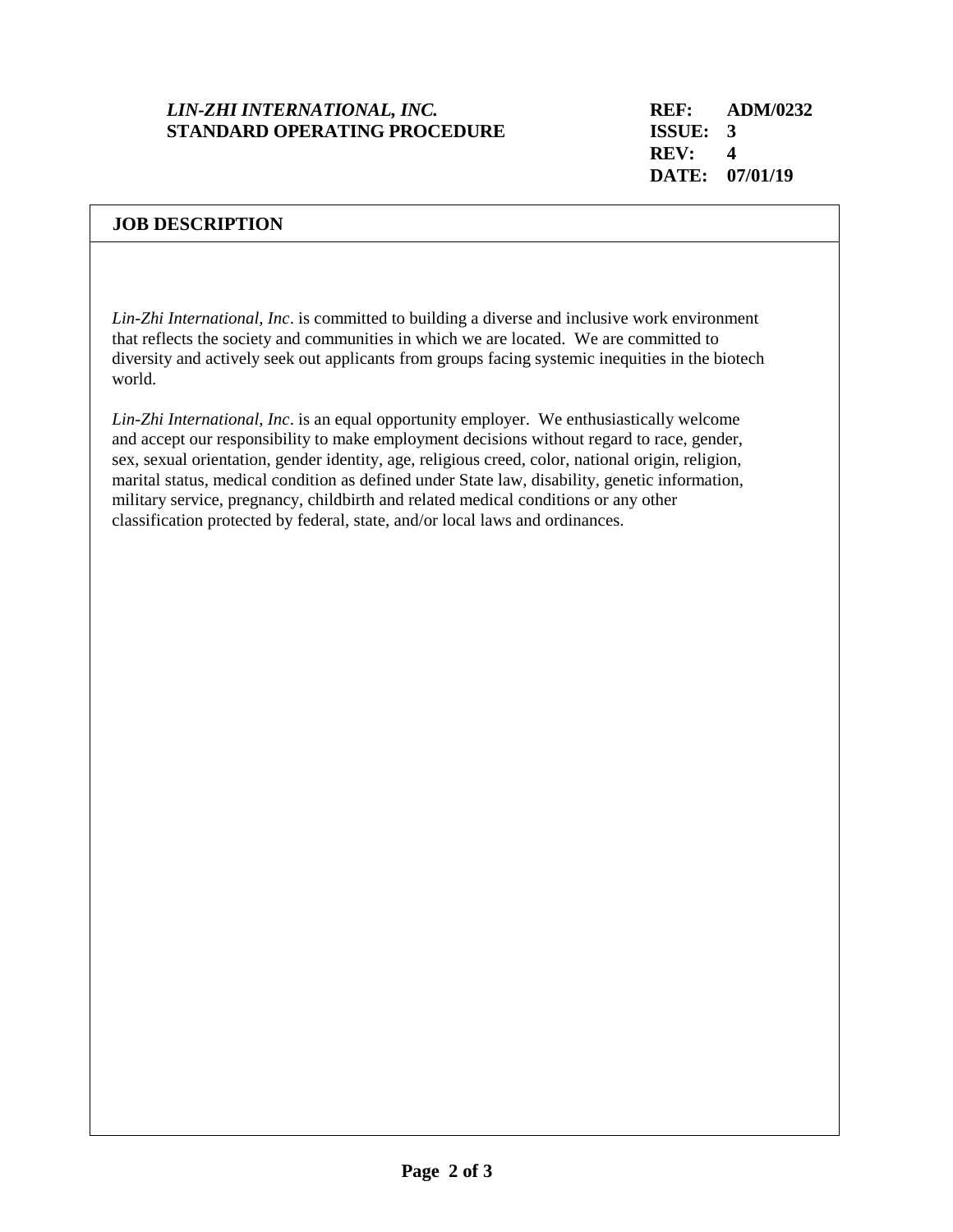## JOB DESCRIPTION

*Lin-Zhi International, Inc*. is committed to building a diverse and inclusive work environment that reflects the society and communities in which we are located. We are committed to diversity and actively seek out applicants from groups facing systemic inequities in the biotech world.

*Lin-Zhi International, Inc*. is an equal opportunity employer. We enthusiastically welcome and accept our responsibility to make employment decisions without regard to race, gender, sex, sexual orientation, gender identity, age, religious creed, color, national origin, religion, marital status, medical condition as defined under State law, disability, genetic information, military service, pregnancy, childbirth and related medical conditions or any other classification protected by federal, state, and/or local laws and ordinances.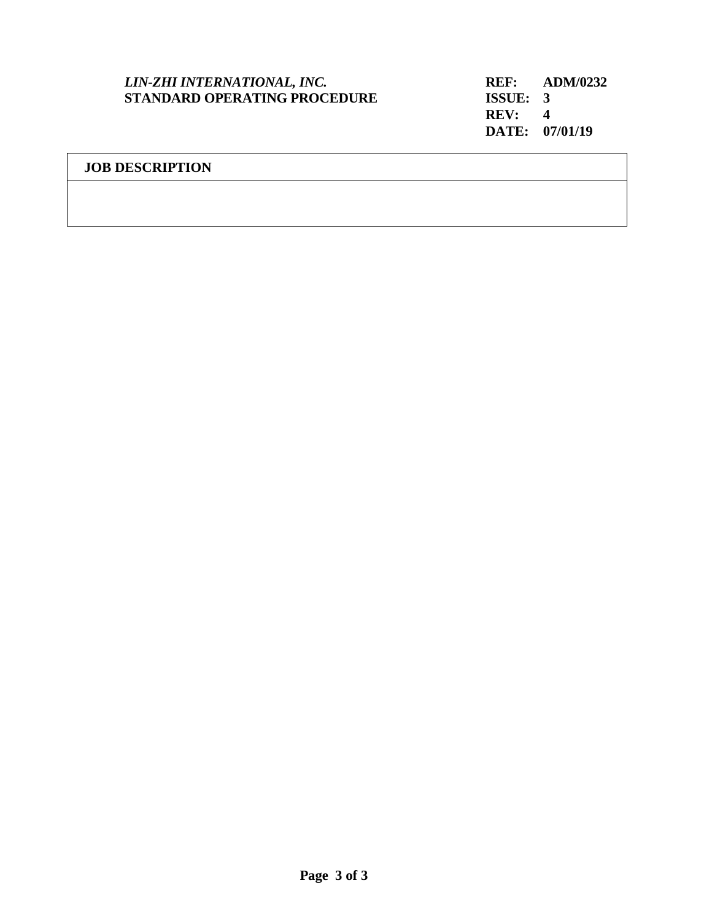| JOB DESCRIPTION |
| --- |
| |